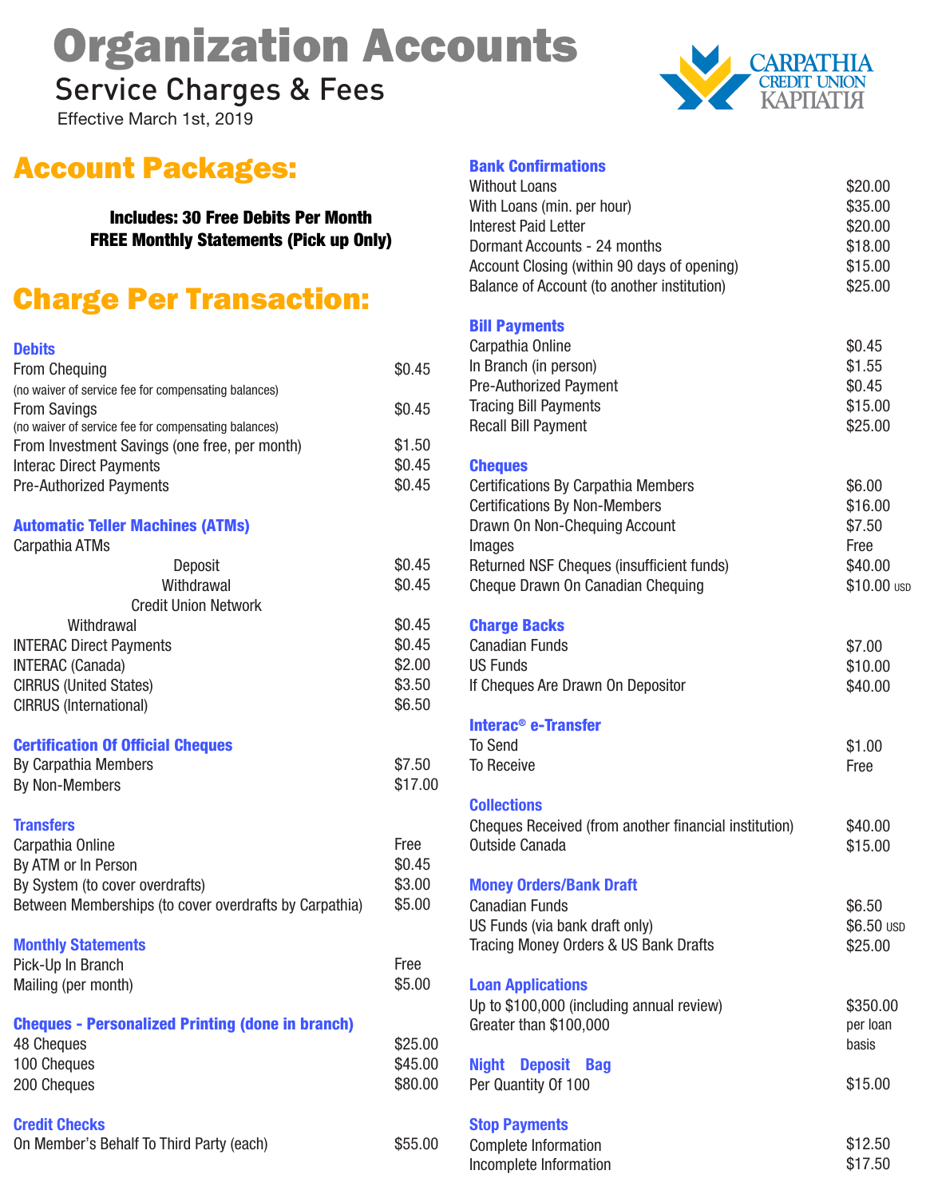# Organization Accounts

## Service Charges & Fees

Effective March 1st, 2019

CARPATHIA CREDIT UNION КАРПАТІЯ

## Account Packages:

**Includes: 30 Free Debits Per Month**
**FREE Monthly Statements (Pick up Only)**

## Charge Per Transaction:

### Debits

| | |
|---|---|
| From Chequing (no waiver of service fee for compensating balances) | $0.45 |
| From Savings (no waiver of service fee for compensating balances) | $0.45 |
| From Investment Savings (one free, per month) | $1.50 |
| Interac Direct Payments | $0.45 |
| Pre-Authorized Payments | $0.45 |

### Automatic Teller Machines (ATMs)

| | |
|---|---|
| Carpathia ATMs | |
| Deposit | $0.45 |
| Withdrawal | $0.45 |
| Credit Union Network | |
| Withdrawal | $0.45 |
| INTERAC Direct Payments | $0.45 |
| INTERAC (Canada) | $2.00 |
| CIRRUS (United States) | $3.50 |
| CIRRUS (International) | $6.50 |

### Certification Of Official Cheques

| | |
|---|---|
| By Carpathia Members | $7.50 |
| By Non-Members | $17.00 |

### Transfers

| | |
|---|---|
| Carpathia Online | Free |
| By ATM or In Person | $0.45 |
| By System (to cover overdrafts) | $3.00 |
| Between Memberships (to cover overdrafts by Carpathia) | $5.00 |

### Monthly Statements

| | |
|---|---|
| Pick-Up In Branch | Free |
| Mailing (per month) | $5.00 |

### Cheques - Personalized Printing (done in branch)

| | |
|---|---|
| 48 Cheques | $25.00 |
| 100 Cheques | $45.00 |
| 200 Cheques | $80.00 |

### Credit Checks

| | |
|---|---|
| On Member's Behalf To Third Party (each) | $55.00 |

### Bank Confirmations

| | |
|---|---|
| Without Loans | $20.00 |
| With Loans (min. per hour) | $35.00 |
| Interest Paid Letter | $20.00 |
| Dormant Accounts - 24 months | $18.00 |
| Account Closing (within 90 days of opening) | $15.00 |
| Balance of Account (to another institution) | $25.00 |

### Bill Payments

| | |
|---|---|
| Carpathia Online | $0.45 |
| In Branch (in person) | $1.55 |
| Pre-Authorized Payment | $0.45 |
| Tracing Bill Payments | $15.00 |
| Recall Bill Payment | $25.00 |

### Cheques

| | |
|---|---|
| Certifications By Carpathia Members | $6.00 |
| Certifications By Non-Members | $16.00 |
| Drawn On Non-Chequing Account | $7.50 |
| Images | Free |
| Returned NSF Cheques (insufficient funds) | $40.00 |
| Cheque Drawn On Canadian Chequing | $10.00 USD |

### Charge Backs

| | |
|---|---|
| Canadian Funds | $7.00 |
| US Funds | $10.00 |
| If Cheques Are Drawn On Depositor | $40.00 |

### Interac® e-Transfer

| | |
|---|---|
| To Send | $1.00 |
| To Receive | Free |

### Collections

| | |
|---|---|
| Cheques Received (from another financial institution) | $40.00 |
| Outside Canada | $15.00 |

### Money Orders/Bank Draft

| | |
|---|---|
| Canadian Funds | $6.50 |
| US Funds (via bank draft only) | $6.50 USD |
| Tracing Money Orders & US Bank Drafts | $25.00 |

### Loan Applications

| | |
|---|---|
| Up to $100,000 (including annual review) | $350.00 |
| Greater than $100,000 | per loan basis |

### Night Deposit Bag

| | |
|---|---|
| Per Quantity Of 100 | $15.00 |

### Stop Payments

| | |
|---|---|
| Complete Information | $12.50 |
| Incomplete Information | $17.50 |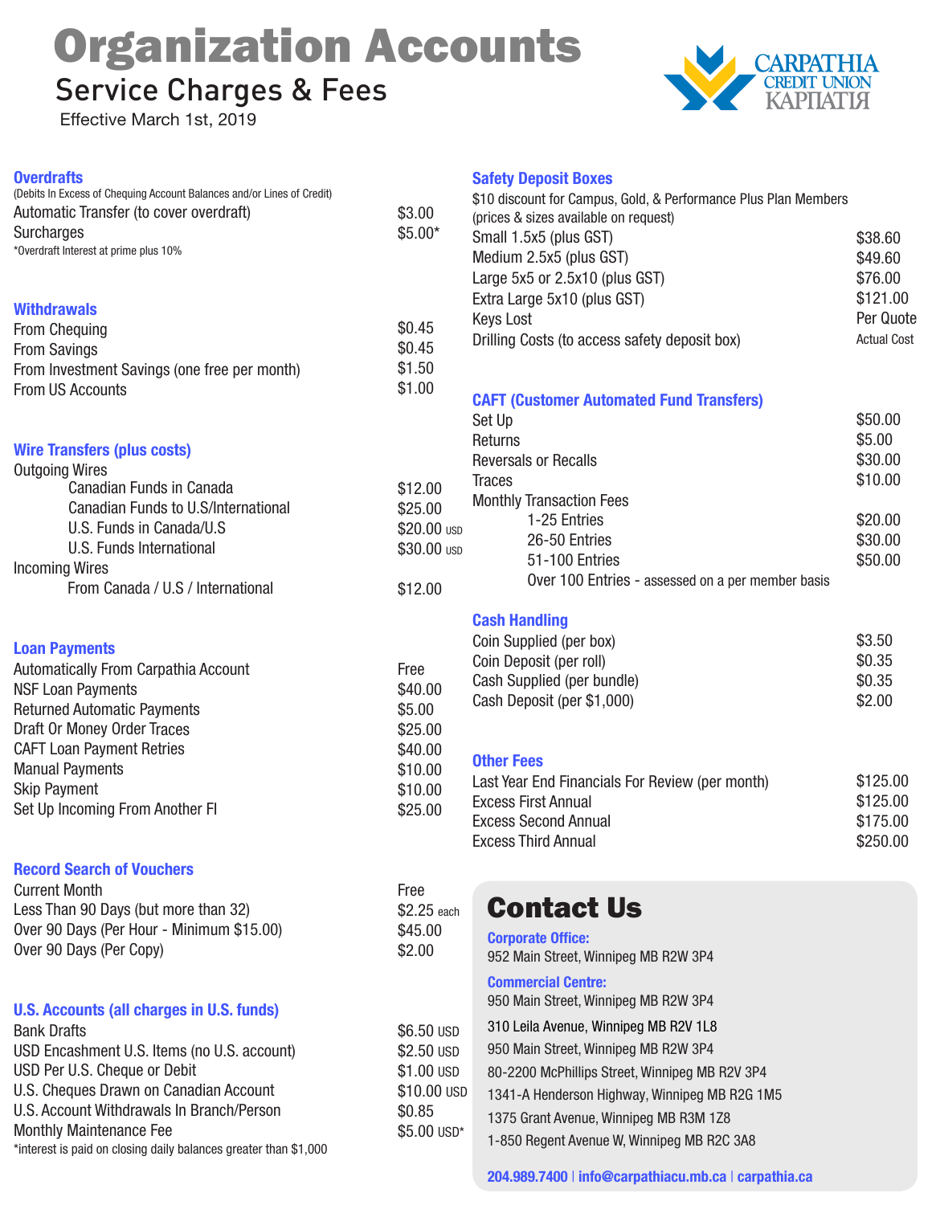# Organization Accounts

## Service Charges & Fees

Effective March 1st, 2019

CARPATHIA CREDIT UNION КАРПАТІЯ

### Overdrafts

(Debits In Excess of Chequing Account Balances and/or Lines of Credit)

| | |
|---|---|
| Automatic Transfer (to cover overdraft) | $3.00 |
| Surcharges | $5.00* |

*Overdraft Interest at prime plus 10%

### Withdrawals

| | |
|---|---|
| From Chequing | $0.45 |
| From Savings | $0.45 |
| From Investment Savings (one free per month) | $1.50 |
| From US Accounts | $1.00 |

### Wire Transfers (plus costs)

| | |
|---|---|
| **Outgoing Wires** | |
| Canadian Funds in Canada | $12.00 |
| Canadian Funds to U.S/International | $25.00 |
| U.S. Funds in Canada/U.S | $20.00 USD |
| U.S. Funds International | $30.00 USD |
| **Incoming Wires** | |
| From Canada / U.S / International | $12.00 |

### Loan Payments

| | |
|---|---|
| Automatically From Carpathia Account | Free |
| NSF Loan Payments | $40.00 |
| Returned Automatic Payments | $5.00 |
| Draft Or Money Order Traces | $25.00 |
| CAFT Loan Payment Retries | $40.00 |
| Manual Payments | $10.00 |
| Skip Payment | $10.00 |
| Set Up Incoming From Another FI | $25.00 |

### Record Search of Vouchers

| | |
|---|---|
| Current Month | Free |
| Less Than 90 Days (but more than 32) | $2.25 each |
| Over 90 Days (Per Hour - Minimum $15.00) | $45.00 |
| Over 90 Days (Per Copy) | $2.00 |

### U.S. Accounts (all charges in U.S. funds)

| | |
|---|---|
| Bank Drafts | $6.50 USD |
| USD Encashment U.S. Items (no U.S. account) | $2.50 USD |
| USD Per U.S. Cheque or Debit | $1.00 USD |
| U.S. Cheques Drawn on Canadian Account | $10.00 USD |
| U.S. Account Withdrawals In Branch/Person | $0.85 |
| Monthly Maintenance Fee | $5.00 USD* |

*interest is paid on closing daily balances greater than $1,000

### Safety Deposit Boxes

$10 discount for Campus, Gold, & Performance Plus Plan Members
(prices & sizes available on request)

| | |
|---|---|
| Small 1.5x5 (plus GST) | $38.60 |
| Medium 2.5x5 (plus GST) | $49.60 |
| Large 5x5 or 2.5x10 (plus GST) | $76.00 |
| Extra Large 5x10 (plus GST) | $121.00 |
| Keys Lost | Per Quote |
| Drilling Costs (to access safety deposit box) | Actual Cost |

### CAFT (Customer Automated Fund Transfers)

| | |
|---|---|
| Set Up | $50.00 |
| Returns | $5.00 |
| Reversals or Recalls | $30.00 |
| Traces | $10.00 |
| **Monthly Transaction Fees** | |
| 1-25 Entries | $20.00 |
| 26-50 Entries | $30.00 |
| 51-100 Entries | $50.00 |
| Over 100 Entries - assessed on a per member basis | |

### Cash Handling

| | |
|---|---|
| Coin Supplied (per box) | $3.50 |
| Coin Deposit (per roll) | $0.35 |
| Cash Supplied (per bundle) | $0.35 |
| Cash Deposit (per $1,000) | $2.00 |

### Other Fees

| | |
|---|---|
| Last Year End Financials For Review (per month) | $125.00 |
| Excess First Annual | $125.00 |
| Excess Second Annual | $175.00 |
| Excess Third Annual | $250.00 |

## Contact Us

**Corporate Office:**
952 Main Street, Winnipeg MB R2W 3P4

**Commercial Centre:**
950 Main Street, Winnipeg MB R2W 3P4

310 Leila Avenue, Winnipeg MB R2V 1L8
950 Main Street, Winnipeg MB R2W 3P4
80-2200 McPhillips Street, Winnipeg MB R2V 3P4
1341-A Henderson Highway, Winnipeg MB R2G 1M5
1375 Grant Avenue, Winnipeg MB R3M 1Z8
1-850 Regent Avenue W, Winnipeg MB R2C 3A8

**204.989.7400** | **info@carpathiacu.mb.ca** | **carpathia.ca**